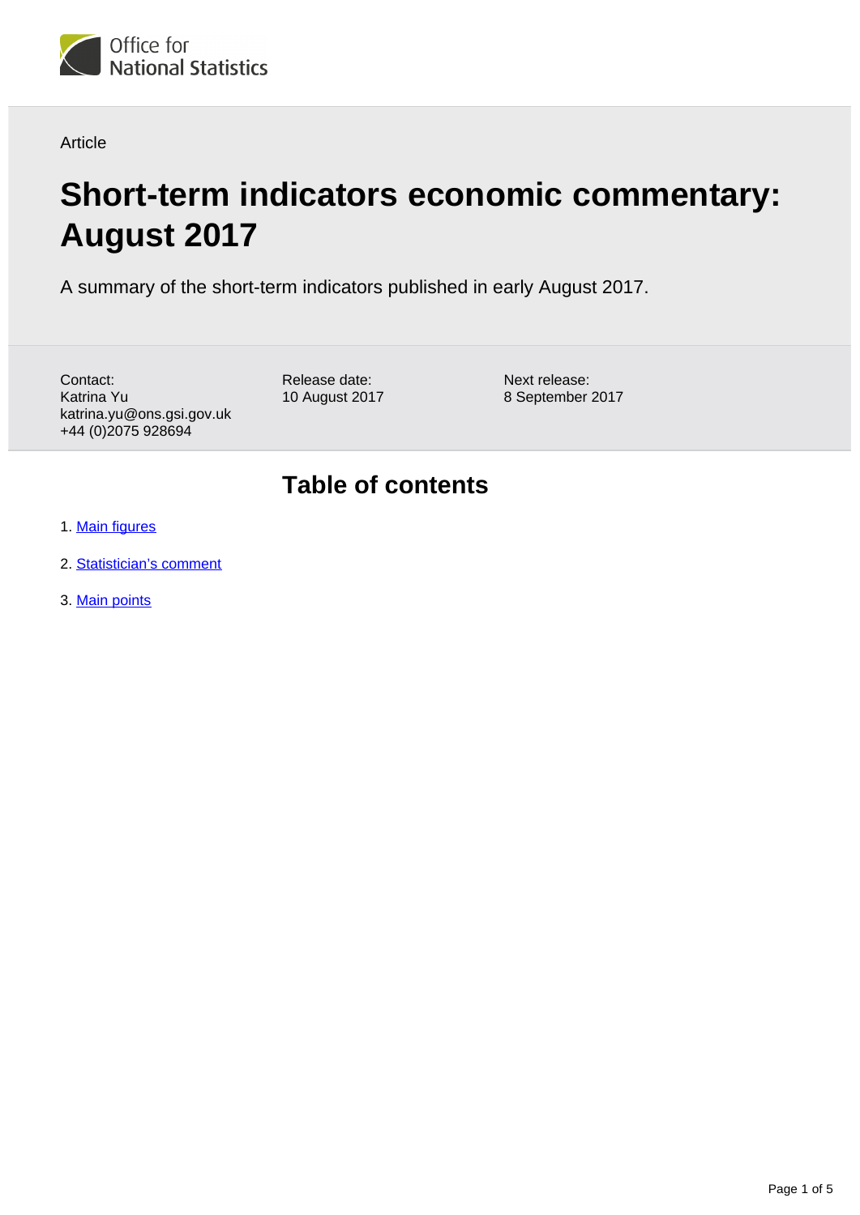Office for National Statistics

Article

# Short-term indicators economic commentary: August 2017

A summary of the short-term indicators published in early August 2017.

Contact:
Katrina Yu
katrina.yu@ons.gsi.gov.uk
+44 (0)2075 928694

Release date:
10 August 2017

Next release:
8 September 2017

## Table of contents

1. Main figures
2. Statistician's comment
3. Main points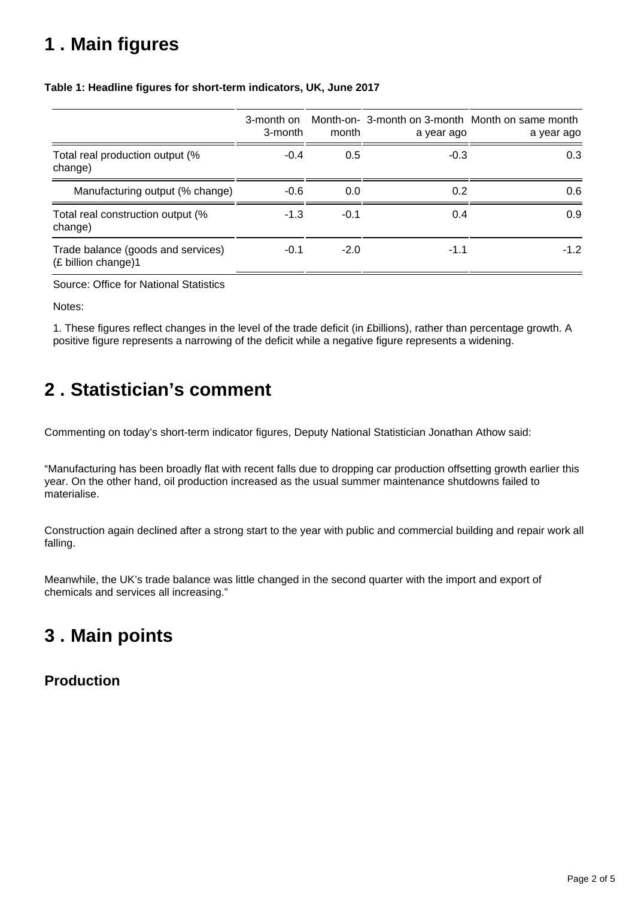# 1 . Main figures

**Table 1: Headline figures for short-term indicators, UK, June 2017**

| | 3-month on 3-month | Month-on-month | 3-month on 3-month a year ago | Month on same month a year ago |
|---|---|---|---|---|
| Total real production output (% change) | -0.4 | 0.5 | -0.3 | 0.3 |
| Manufacturing output (% change) | -0.6 | 0.0 | 0.2 | 0.6 |
| Total real construction output (% change) | -1.3 | -0.1 | 0.4 | 0.9 |
| Trade balance (goods and services) (£ billion change)1 | -0.1 | -2.0 | -1.1 | -1.2 |

Source: Office for National Statistics

Notes:

1. These figures reflect changes in the level of the trade deficit (in £billions), rather than percentage growth. A positive figure represents a narrowing of the deficit while a negative figure represents a widening.

# 2 . Statistician's comment

Commenting on today's short-term indicator figures, Deputy National Statistician Jonathan Athow said:

"Manufacturing has been broadly flat with recent falls due to dropping car production offsetting growth earlier this year. On the other hand, oil production increased as the usual summer maintenance shutdowns failed to materialise.

Construction again declined after a strong start to the year with public and commercial building and repair work all falling.

Meanwhile, the UK's trade balance was little changed in the second quarter with the import and export of chemicals and services all increasing."

# 3 . Main points

## Production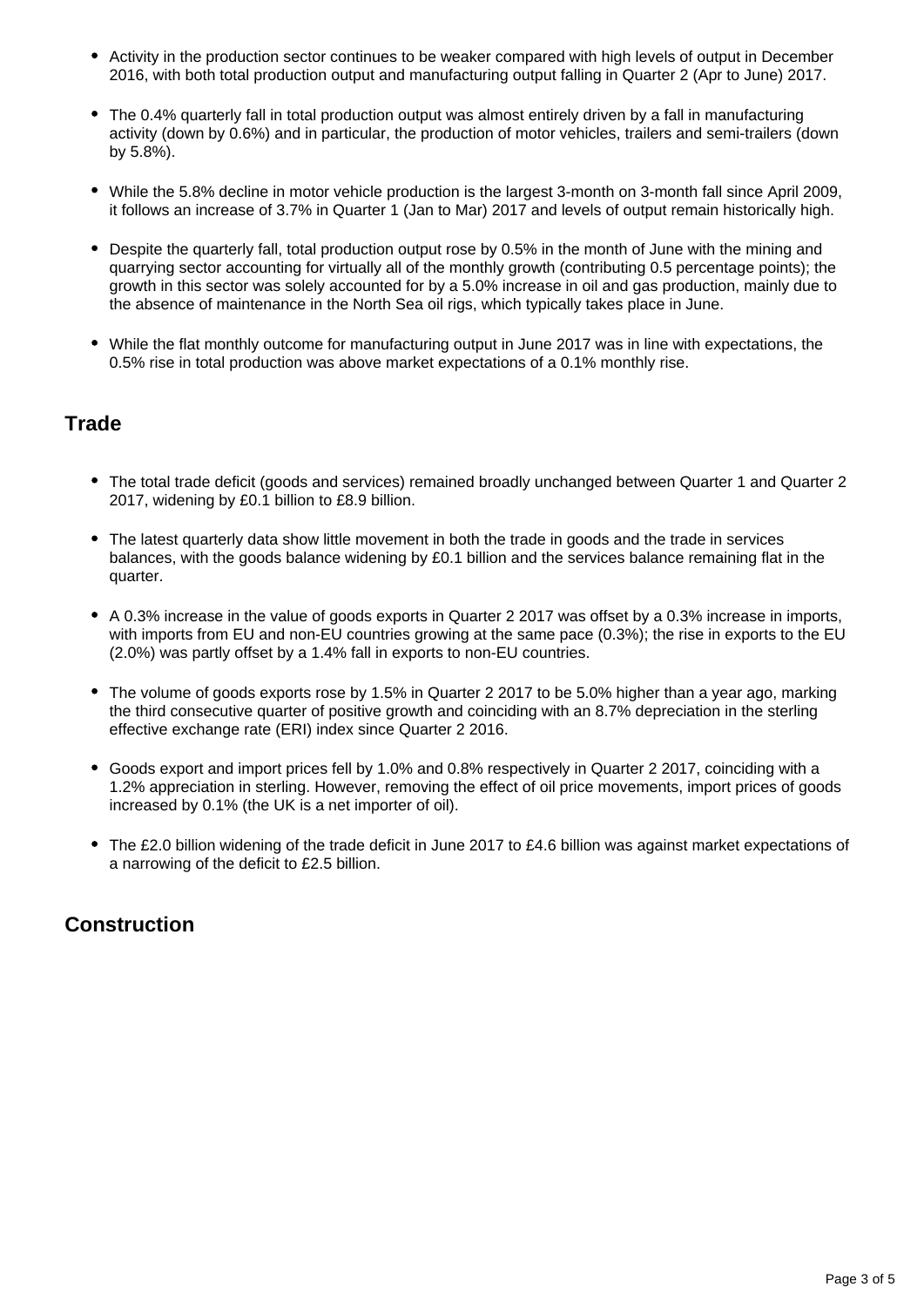- Activity in the production sector continues to be weaker compared with high levels of output in December 2016, with both total production output and manufacturing output falling in Quarter 2 (Apr to June) 2017.
- The 0.4% quarterly fall in total production output was almost entirely driven by a fall in manufacturing activity (down by 0.6%) and in particular, the production of motor vehicles, trailers and semi-trailers (down by 5.8%).
- While the 5.8% decline in motor vehicle production is the largest 3-month on 3-month fall since April 2009, it follows an increase of 3.7% in Quarter 1 (Jan to Mar) 2017 and levels of output remain historically high.
- Despite the quarterly fall, total production output rose by 0.5% in the month of June with the mining and quarrying sector accounting for virtually all of the monthly growth (contributing 0.5 percentage points); the growth in this sector was solely accounted for by a 5.0% increase in oil and gas production, mainly due to the absence of maintenance in the North Sea oil rigs, which typically takes place in June.
- While the flat monthly outcome for manufacturing output in June 2017 was in line with expectations, the 0.5% rise in total production was above market expectations of a 0.1% monthly rise.

## Trade

- The total trade deficit (goods and services) remained broadly unchanged between Quarter 1 and Quarter 2 2017, widening by £0.1 billion to £8.9 billion.
- The latest quarterly data show little movement in both the trade in goods and the trade in services balances, with the goods balance widening by £0.1 billion and the services balance remaining flat in the quarter.
- A 0.3% increase in the value of goods exports in Quarter 2 2017 was offset by a 0.3% increase in imports, with imports from EU and non-EU countries growing at the same pace (0.3%); the rise in exports to the EU (2.0%) was partly offset by a 1.4% fall in exports to non-EU countries.
- The volume of goods exports rose by 1.5% in Quarter 2 2017 to be 5.0% higher than a year ago, marking the third consecutive quarter of positive growth and coinciding with an 8.7% depreciation in the sterling effective exchange rate (ERI) index since Quarter 2 2016.
- Goods export and import prices fell by 1.0% and 0.8% respectively in Quarter 2 2017, coinciding with a 1.2% appreciation in sterling. However, removing the effect of oil price movements, import prices of goods increased by 0.1% (the UK is a net importer of oil).
- The £2.0 billion widening of the trade deficit in June 2017 to £4.6 billion was against market expectations of a narrowing of the deficit to £2.5 billion.

## Construction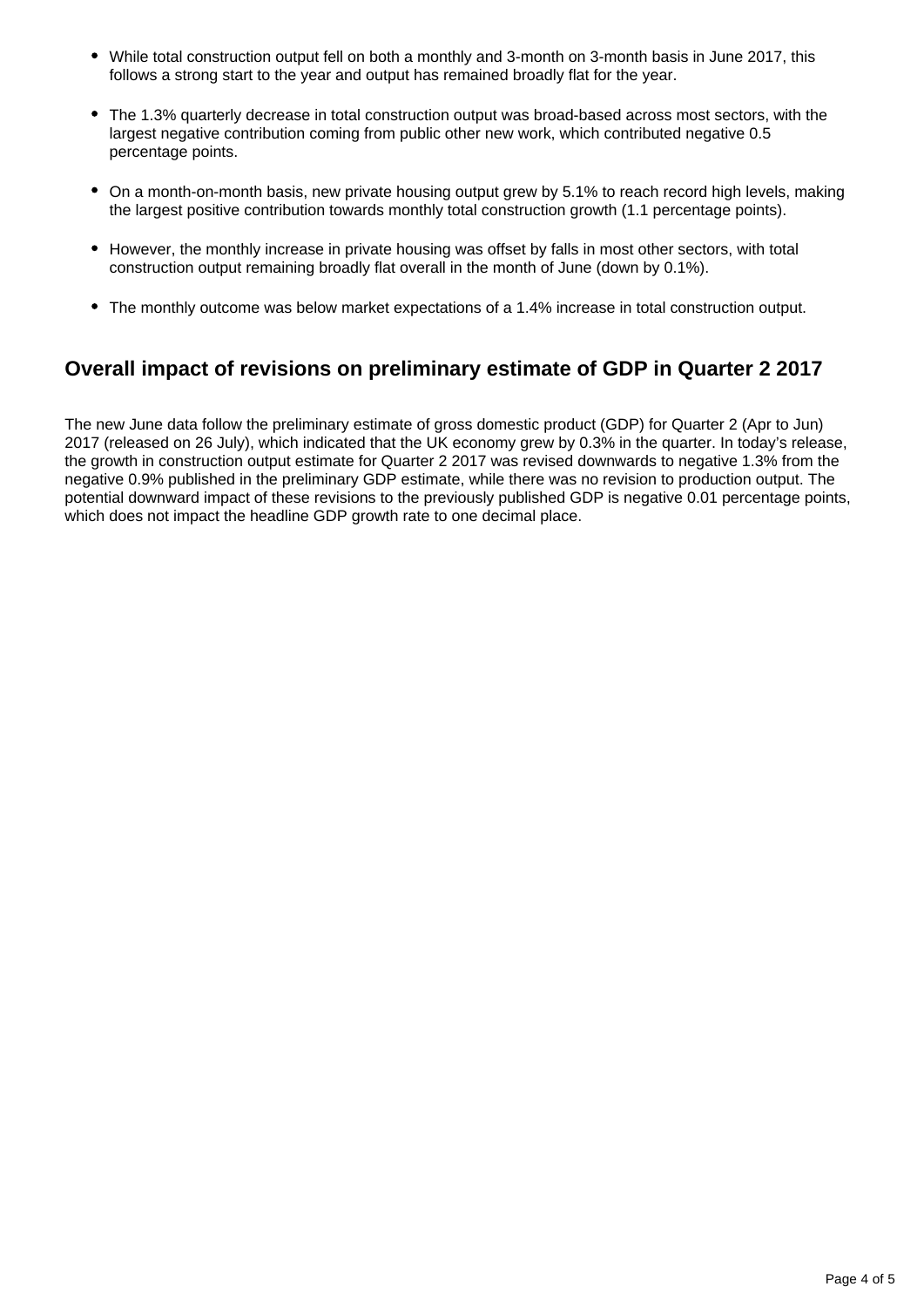- While total construction output fell on both a monthly and 3-month on 3-month basis in June 2017, this follows a strong start to the year and output has remained broadly flat for the year.
- The 1.3% quarterly decrease in total construction output was broad-based across most sectors, with the largest negative contribution coming from public other new work, which contributed negative 0.5 percentage points.
- On a month-on-month basis, new private housing output grew by 5.1% to reach record high levels, making the largest positive contribution towards monthly total construction growth (1.1 percentage points).
- However, the monthly increase in private housing was offset by falls in most other sectors, with total construction output remaining broadly flat overall in the month of June (down by 0.1%).
- The monthly outcome was below market expectations of a 1.4% increase in total construction output.

## Overall impact of revisions on preliminary estimate of GDP in Quarter 2 2017

The new June data follow the preliminary estimate of gross domestic product (GDP) for Quarter 2 (Apr to Jun) 2017 (released on 26 July), which indicated that the UK economy grew by 0.3% in the quarter. In today's release, the growth in construction output estimate for Quarter 2 2017 was revised downwards to negative 1.3% from the negative 0.9% published in the preliminary GDP estimate, while there was no revision to production output. The potential downward impact of these revisions to the previously published GDP is negative 0.01 percentage points, which does not impact the headline GDP growth rate to one decimal place.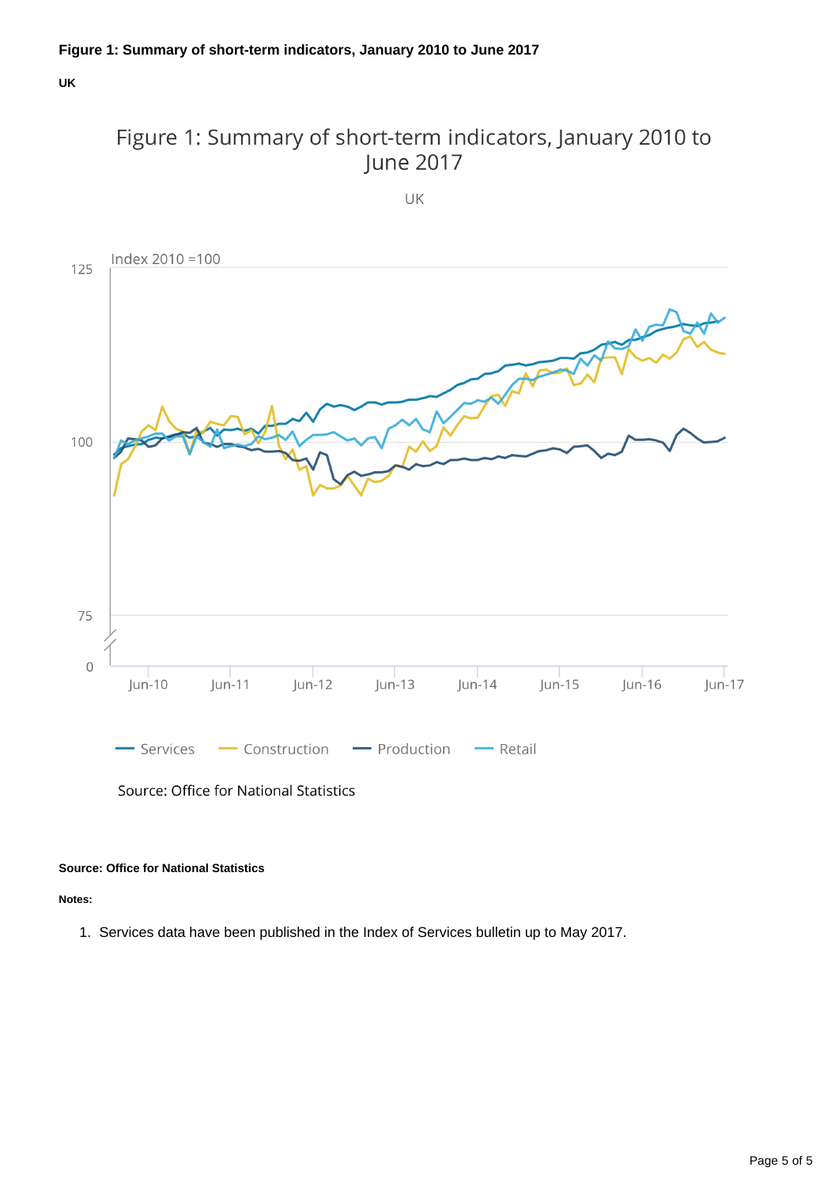**Figure 1: Summary of short-term indicators, January 2010 to June 2017**

**UK**

Figure 1: Summary of short-term indicators, January 2010 to June 2017

UK

Index 2010 =100

125

100

75

0

Jun-10
Jun-11
Jun-12
Jun-13
Jun-14
Jun-15
Jun-16
Jun-17

Services
Construction
Production
Retail

Source: Office for National Statistics

**Source: Office for National Statistics**

**Notes:**

1. Services data have been published in the Index of Services bulletin up to May 2017.